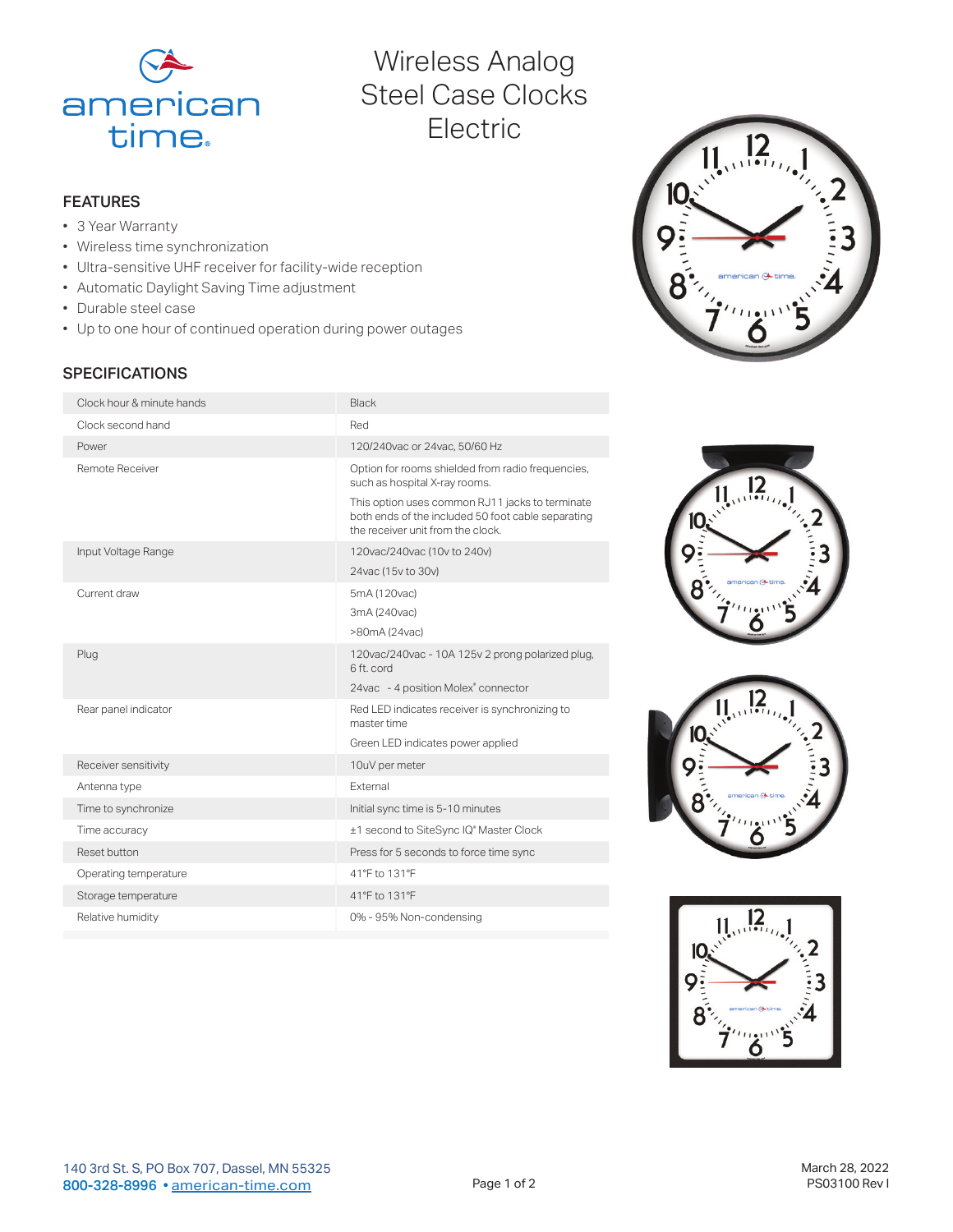# Wireless Analog Steel Case Clocks Electric

## FEATURES

- 3 Year Warranty
- Wireless time synchronization
- Ultra-sensitive UHF receiver for facility-wide reception
- Automatic Daylight Saving Time adjustment
- Durable steel case
- Up to one hour of continued operation during power outages

## SPECIFICATIONS

| | |
|---|---|
| Clock hour & minute hands | Black |
| Clock second hand | Red |
| Power | 120/240vac or 24vac, 50/60 Hz |
| Remote Receiver | Option for rooms shielded from radio frequencies, such as hospital X-ray rooms.<br>This option uses common RJ11 jacks to terminate both ends of the included 50 foot cable separating the receiver unit from the clock. |
| Input Voltage Range | 120vac/240vac (10v to 240v)<br>24vac (15v to 30v) |
| Current draw | 5mA (120vac)<br>3mA (240vac)<br>>80mA (24vac) |
| Plug | 120vac/240vac - 10A 125v 2 prong polarized plug, 6 ft. cord<br>24vac - 4 position Molex® connector |
| Rear panel indicator | Red LED indicates receiver is synchronizing to master time<br>Green LED indicates power applied |
| Receiver sensitivity | 10uV per meter |
| Antenna type | External |
| Time to synchronize | Initial sync time is 5-10 minutes |
| Time accuracy | ±1 second to SiteSync IQ® Master Clock |
| Reset button | Press for 5 seconds to force time sync |
| Operating temperature | 41°F to 131°F |
| Storage temperature | 41°F to 131°F |
| Relative humidity | 0% - 95% Non-condensing |

140 3rd St. S, PO Box 707, Dassel, MN 55325
800-328-8996 • american-time.com

March 28, 2022
PS03100 Rev I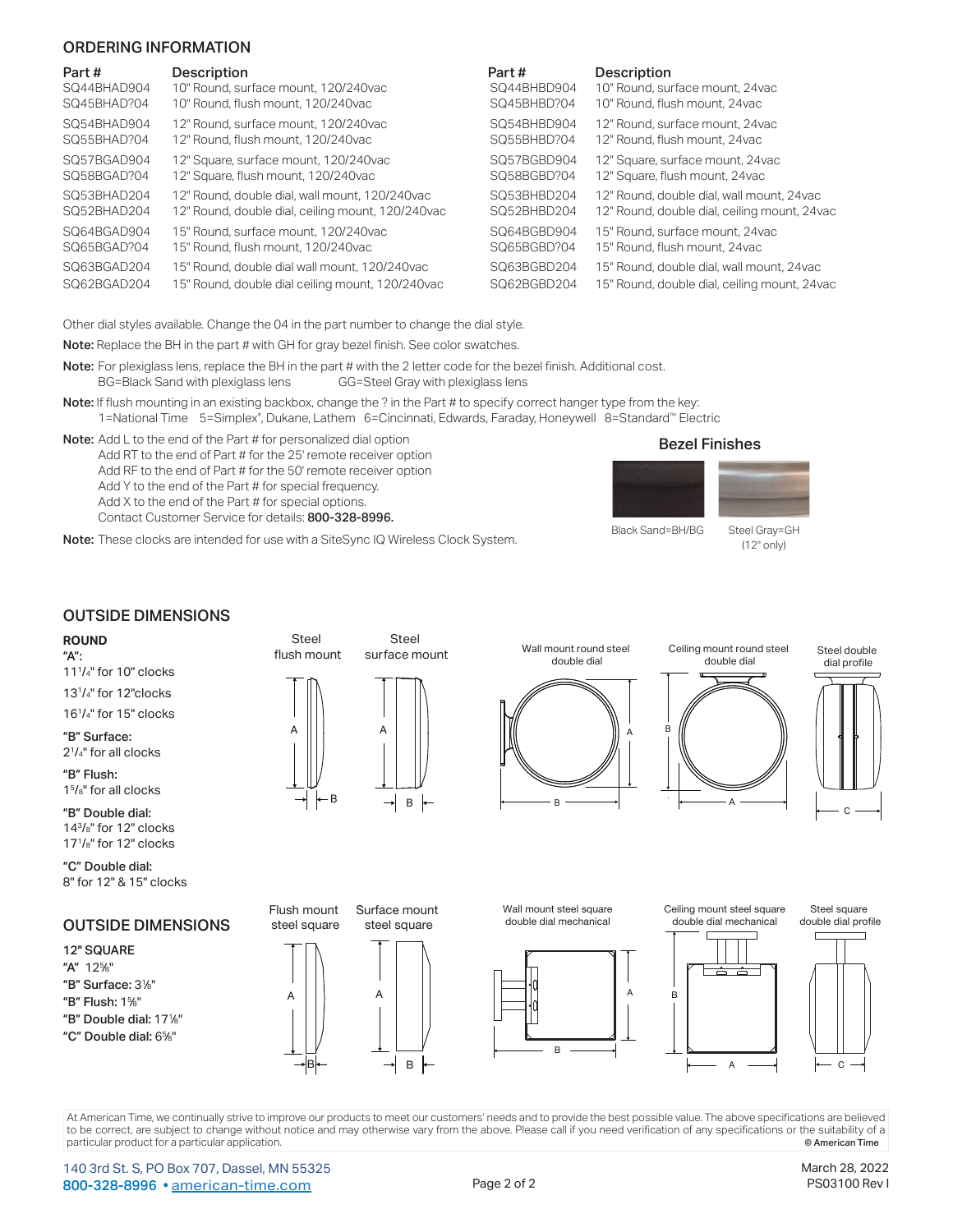## ORDERING INFORMATION

| Part # | Description | Part # | Description |
|---|---|---|---|
| SQ44BHAD904 | 10" Round, surface mount, 120/240vac | SQ44BHBD904 | 10" Round, surface mount, 24vac |
| SQ45BHAD?04 | 10" Round, flush mount, 120/240vac | SQ45BHBD?04 | 10" Round, flush mount, 24vac |
| SQ54BHAD904 | 12" Round, surface mount, 120/240vac | SQ54BHBD904 | 12" Round, surface mount, 24vac |
| SQ55BHAD?04 | 12" Round, flush mount, 120/240vac | SQ55BHBD?04 | 12" Round, flush mount, 24vac |
| SQ57BGAD904 | 12" Square, surface mount, 120/240vac | SQ57BGBD904 | 12" Square, surface mount, 24vac |
| SQ58BGAD?04 | 12" Square, flush mount, 120/240vac | SQ58BGBD?04 | 12" Square, flush mount, 24vac |
| SQ53BHAD204 | 12" Round, double dial, wall mount, 120/240vac | SQ53BHBD204 | 12" Round, double dial, wall mount, 24vac |
| SQ52BHAD204 | 12" Round, double dial, ceiling mount, 120/240vac | SQ52BHBD204 | 12" Round, double dial, ceiling mount, 24vac |
| SQ64BGAD904 | 15" Round, surface mount, 120/240vac | SQ64BGBD904 | 15" Round, surface mount, 24vac |
| SQ65BGAD?04 | 15" Round, flush mount, 120/240vac | SQ65BGBD?04 | 15" Round, flush mount, 24vac |
| SQ63BGAD204 | 15" Round, double dial wall mount, 120/240vac | SQ63BGBD204 | 15" Round, double dial, wall mount, 24vac |
| SQ62BGAD204 | 15" Round, double dial ceiling mount, 120/240vac | SQ62BGBD204 | 15" Round, double dial, ceiling mount, 24vac |

Other dial styles available. Change the 04 in the part number to change the dial style.

**Note:** Replace the BH in the part # with GH for gray bezel finish. See color swatches.

**Note:** For plexiglass lens, replace the BH in the part # with the 2 letter code for the bezel finish. Additional cost.
BG=Black Sand with plexiglass lens GG=Steel Gray with plexiglass lens

**Note:** If flush mounting in an existing backbox, change the ? in the Part # to specify correct hanger type from the key:
1=National Time 5=Simplex®, Dukane, Lathem 6=Cincinnati, Edwards, Faraday, Honeywell 8=Standard™ Electric

**Note:** Add L to the end of the Part # for personalized dial option
Add RT to the end of Part # for the 25' remote receiver option
Add RF to the end of Part # for the 50' remote receiver option
Add Y to the end of the Part # for special frequency.
Add X to the end of the Part # for special options.
Contact Customer Service for details: **800-328-8996.**

**Note:** These clocks are intended for use with a SiteSync IQ Wireless Clock System.

### Bezel Finishes

Black Sand=BH/BG

Steel Gray=GH (12" only)

## OUTSIDE DIMENSIONS

**ROUND**

**"A":**
11¼" for 10" clocks
13¼" for 12"clocks
16¼" for 15" clocks

**"B" Surface:**
2¼" for all clocks

**"B" Flush:**
1⅝" for all clocks

**"B" Double dial:**
14⅜" for 12" clocks
17⅛" for 12" clocks

**"C" Double dial:**
8" for 12" & 15" clocks

Steel flush mount — Steel surface mount — Wall mount round steel double dial — Ceiling mount round steel double dial — Steel double dial profile

## OUTSIDE DIMENSIONS

**12" SQUARE**
**"A"** 12⅝"
**"B" Surface:** 3⅛"
**"B" Flush:** 1⅝"
**"B" Double dial:** 17⅛"
**"C" Double dial:** 6⅝"

Flush mount steel square — Surface mount steel square — Wall mount steel square double dial mechanical — Ceiling mount steel square double dial mechanical — Steel square double dial profile

At American Time, we continually strive to improve our products to meet our customers' needs and to provide the best possible value. The above specifications are believed to be correct, are subject to change without notice and may otherwise vary from the above. Please call if you need verification of any specifications or the suitability of a particular product for a particular application. © American Time

140 3rd St. S, PO Box 707, Dassel, MN 55325
**800-328-8996** • american-time.com

March 28, 2022
PS03100 Rev I